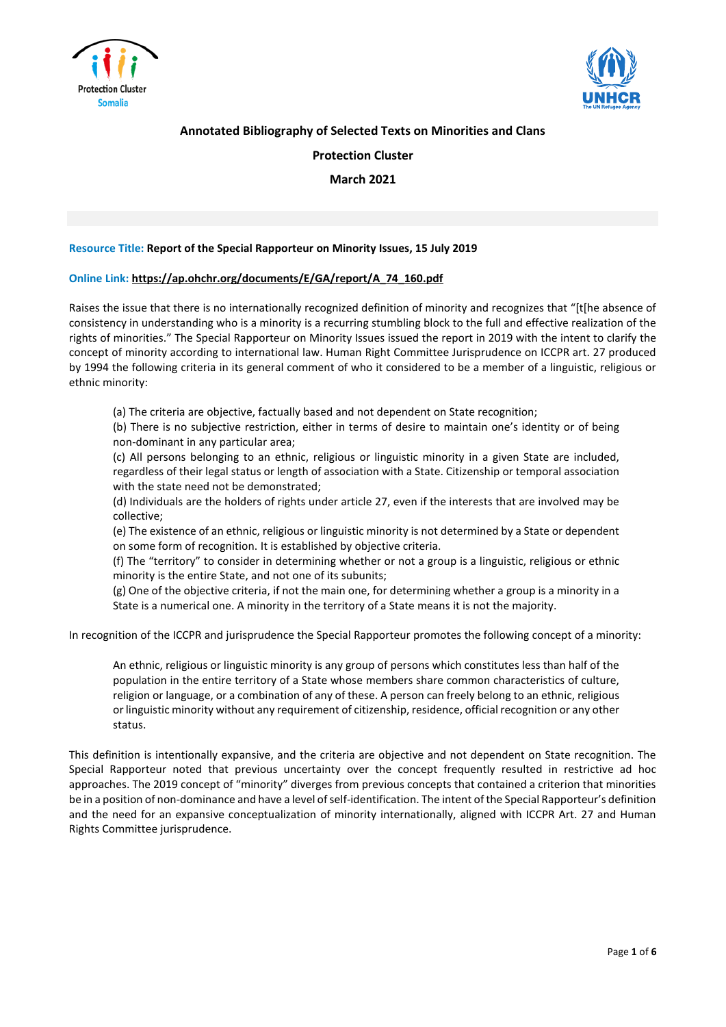# Annotated Bibliography of Selected Texts on Minorities and Clans

**Protection Cluster**

**March 2021**

**Resource Title: Report of the Special Rapporteur on Minority Issues, 15 July 2019**

**Online Link: https://ap.ohchr.org/documents/E/GA/report/A_74_160.pdf**

Raises the issue that there is no internationally recognized definition of minority and recognizes that "[t[he absence of consistency in understanding who is a minority is a recurring stumbling block to the full and effective realization of the rights of minorities." The Special Rapporteur on Minority Issues issued the report in 2019 with the intent to clarify the concept of minority according to international law. Human Right Committee Jurisprudence on ICCPR art. 27 produced by 1994 the following criteria in its general comment of who it considered to be a member of a linguistic, religious or ethnic minority:

> (a) The criteria are objective, factually based and not dependent on State recognition;
> (b) There is no subjective restriction, either in terms of desire to maintain one's identity or of being non-dominant in any particular area;
> (c) All persons belonging to an ethnic, religious or linguistic minority in a given State are included, regardless of their legal status or length of association with a State. Citizenship or temporal association with the state need not be demonstrated;
> (d) Individuals are the holders of rights under article 27, even if the interests that are involved may be collective;
> (e) The existence of an ethnic, religious or linguistic minority is not determined by a State or dependent on some form of recognition. It is established by objective criteria.
> (f) The "territory" to consider in determining whether or not a group is a linguistic, religious or ethnic minority is the entire State, and not one of its subunits;
> (g) One of the objective criteria, if not the main one, for determining whether a group is a minority in a State is a numerical one. A minority in the territory of a State means it is not the majority.

In recognition of the ICCPR and jurisprudence the Special Rapporteur promotes the following concept of a minority:

> An ethnic, religious or linguistic minority is any group of persons which constitutes less than half of the population in the entire territory of a State whose members share common characteristics of culture, religion or language, or a combination of any of these. A person can freely belong to an ethnic, religious or linguistic minority without any requirement of citizenship, residence, official recognition or any other status.

This definition is intentionally expansive, and the criteria are objective and not dependent on State recognition. The Special Rapporteur noted that previous uncertainty over the concept frequently resulted in restrictive ad hoc approaches. The 2019 concept of "minority" diverges from previous concepts that contained a criterion that minorities be in a position of non-dominance and have a level of self-identification. The intent of the Special Rapporteur's definition and the need for an expansive conceptualization of minority internationally, aligned with ICCPR Art. 27 and Human Rights Committee jurisprudence.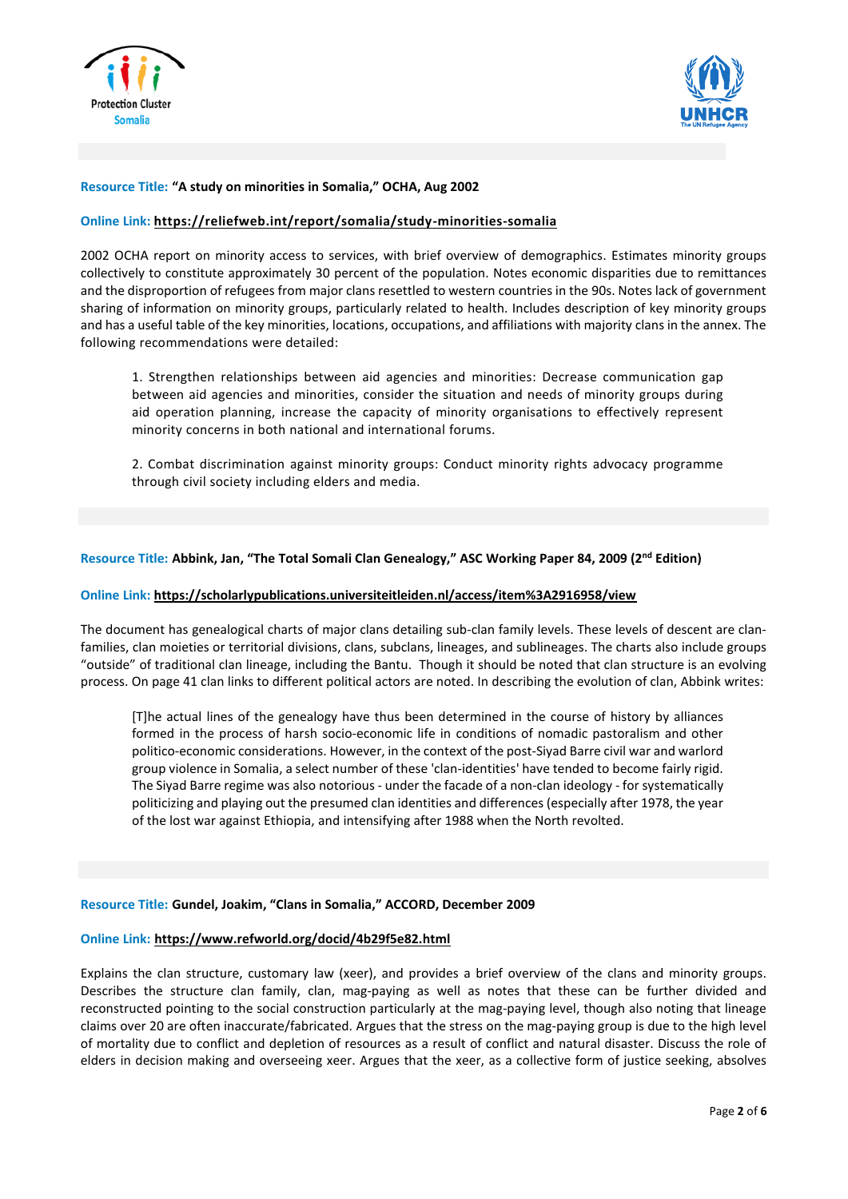**Resource Title:** **"A study on minorities in Somalia," OCHA, Aug 2002**

**Online Link:** **https://reliefweb.int/report/somalia/study-minorities-somalia**

2002 OCHA report on minority access to services, with brief overview of demographics. Estimates minority groups collectively to constitute approximately 30 percent of the population. Notes economic disparities due to remittances and the disproportion of refugees from major clans resettled to western countries in the 90s. Notes lack of government sharing of information on minority groups, particularly related to health. Includes description of key minority groups and has a useful table of the key minorities, locations, occupations, and affiliations with majority clans in the annex. The following recommendations were detailed:

> 1. Strengthen relationships between aid agencies and minorities: Decrease communication gap between aid agencies and minorities, consider the situation and needs of minority groups during aid operation planning, increase the capacity of minority organisations to effectively represent minority concerns in both national and international forums.
>
> 2. Combat discrimination against minority groups: Conduct minority rights advocacy programme through civil society including elders and media.

**Resource Title:** **Abbink, Jan, "The Total Somali Clan Genealogy," ASC Working Paper 84, 2009 (2nd Edition)**

**Online Link:** **https://scholarlypublications.universiteitleiden.nl/access/item%3A2916958/view**

The document has genealogical charts of major clans detailing sub-clan family levels. These levels of descent are clan-families, clan moieties or territorial divisions, clans, subclans, lineages, and sublineages. The charts also include groups "outside" of traditional clan lineage, including the Bantu. Though it should be noted that clan structure is an evolving process. On page 41 clan links to different political actors are noted. In describing the evolution of clan, Abbink writes:

> [T]he actual lines of the genealogy have thus been determined in the course of history by alliances formed in the process of harsh socio-economic life in conditions of nomadic pastoralism and other politico-economic considerations. However, in the context of the post-Siyad Barre civil war and warlord group violence in Somalia, a select number of these 'clan-identities' have tended to become fairly rigid. The Siyad Barre regime was also notorious - under the facade of a non-clan ideology - for systematically politicizing and playing out the presumed clan identities and differences (especially after 1978, the year of the lost war against Ethiopia, and intensifying after 1988 when the North revolted.

**Resource Title:** **Gundel, Joakim, "Clans in Somalia," ACCORD, December 2009**

**Online Link:** **https://www.refworld.org/docid/4b29f5e82.html**

Explains the clan structure, customary law (xeer), and provides a brief overview of the clans and minority groups. Describes the structure clan family, clan, mag-paying as well as notes that these can be further divided and reconstructed pointing to the social construction particularly at the mag-paying level, though also noting that lineage claims over 20 are often inaccurate/fabricated. Argues that the stress on the mag-paying group is due to the high level of mortality due to conflict and depletion of resources as a result of conflict and natural disaster. Discuss the role of elders in decision making and overseeing xeer. Argues that the xeer, as a collective form of justice seeking, absolves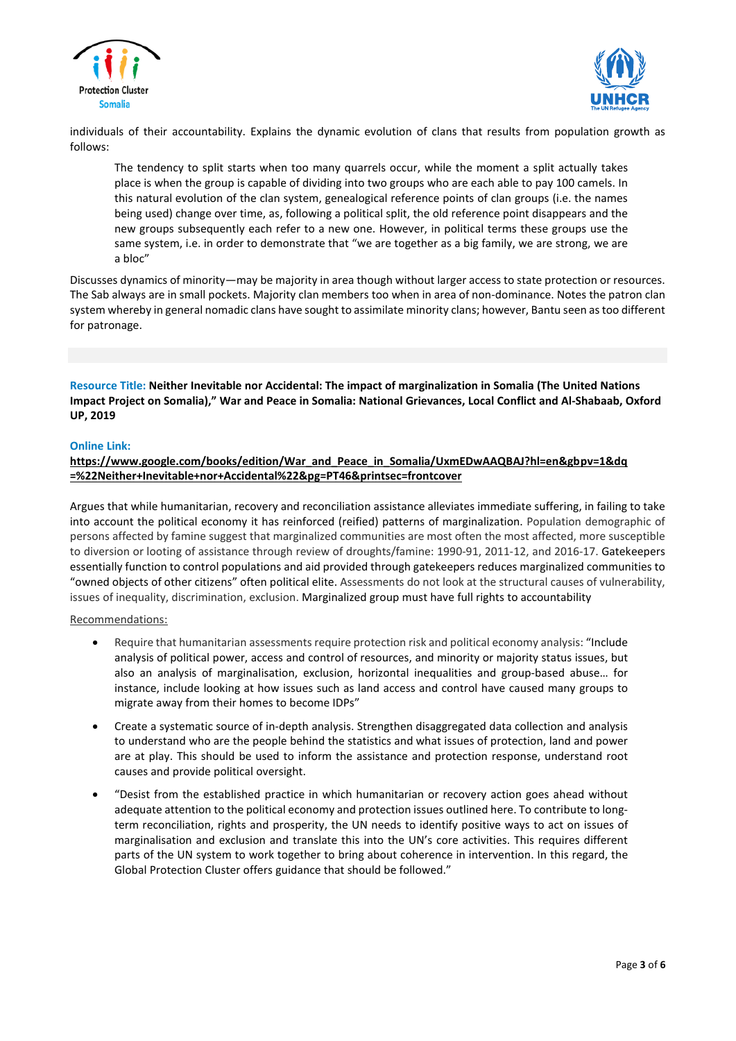individuals of their accountability. Explains the dynamic evolution of clans that results from population growth as follows:

> The tendency to split starts when too many quarrels occur, while the moment a split actually takes place is when the group is capable of dividing into two groups who are each able to pay 100 camels. In this natural evolution of the clan system, genealogical reference points of clan groups (i.e. the names being used) change over time, as, following a political split, the old reference point disappears and the new groups subsequently each refer to a new one. However, in political terms these groups use the same system, i.e. in order to demonstrate that "we are together as a big family, we are strong, we are a bloc"

Discusses dynamics of minority—may be majority in area though without larger access to state protection or resources. The Sab always are in small pockets. Majority clan members too when in area of non-dominance. Notes the patron clan system whereby in general nomadic clans have sought to assimilate minority clans; however, Bantu seen as too different for patronage.

**Resource Title: Neither Inevitable nor Accidental: The impact of marginalization in Somalia (The United Nations Impact Project on Somalia)," War and Peace in Somalia: National Grievances, Local Conflict and Al-Shabaab, Oxford UP, 2019**

**Online Link:**
**https://www.google.com/books/edition/War_and_Peace_in_Somalia/UxmEDwAAQBAJ?hl=en&gbpv=1&dq=%22Neither+Inevitable+nor+Accidental%22&pg=PT46&printsec=frontcover**

Argues that while humanitarian, recovery and reconciliation assistance alleviates immediate suffering, in failing to take into account the political economy it has reinforced (reified) patterns of marginalization. Population demographic of persons affected by famine suggest that marginalized communities are most often the most affected, more susceptible to diversion or looting of assistance through review of droughts/famine: 1990-91, 2011-12, and 2016-17. Gatekeepers essentially function to control populations and aid provided through gatekeepers reduces marginalized communities to "owned objects of other citizens" often political elite. Assessments do not look at the structural causes of vulnerability, issues of inequality, discrimination, exclusion. Marginalized group must have full rights to accountability

Recommendations:

- Require that humanitarian assessments require protection risk and political economy analysis: "Include analysis of political power, access and control of resources, and minority or majority status issues, but also an analysis of marginalisation, exclusion, horizontal inequalities and group-based abuse… for instance, include looking at how issues such as land access and control have caused many groups to migrate away from their homes to become IDPs"
- Create a systematic source of in-depth analysis. Strengthen disaggregated data collection and analysis to understand who are the people behind the statistics and what issues of protection, land and power are at play. This should be used to inform the assistance and protection response, understand root causes and provide political oversight.
- "Desist from the established practice in which humanitarian or recovery action goes ahead without adequate attention to the political economy and protection issues outlined here. To contribute to long-term reconciliation, rights and prosperity, the UN needs to identify positive ways to act on issues of marginalisation and exclusion and translate this into the UN's core activities. This requires different parts of the UN system to work together to bring about coherence in intervention. In this regard, the Global Protection Cluster offers guidance that should be followed."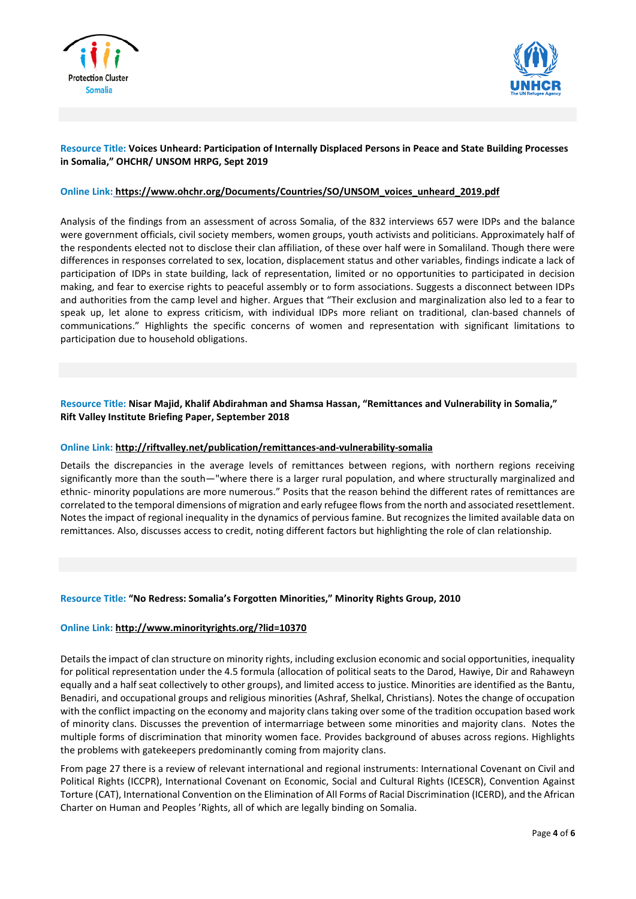**Resource Title:** **Voices Unheard: Participation of Internally Displaced Persons in Peace and State Building Processes in Somalia," OHCHR/ UNSOM HRPG, Sept 2019**

**Online Link:** **https://www.ohchr.org/Documents/Countries/SO/UNSOM_voices_unheard_2019.pdf**

Analysis of the findings from an assessment of across Somalia, of the 832 interviews 657 were IDPs and the balance were government officials, civil society members, women groups, youth activists and politicians. Approximately half of the respondents elected not to disclose their clan affiliation, of these over half were in Somaliland. Though there were differences in responses correlated to sex, location, displacement status and other variables, findings indicate a lack of participation of IDPs in state building, lack of representation, limited or no opportunities to participated in decision making, and fear to exercise rights to peaceful assembly or to form associations. Suggests a disconnect between IDPs and authorities from the camp level and higher. Argues that "Their exclusion and marginalization also led to a fear to speak up, let alone to express criticism, with individual IDPs more reliant on traditional, clan-based channels of communications." Highlights the specific concerns of women and representation with significant limitations to participation due to household obligations.

**Resource Title:** **Nisar Majid, Khalif Abdirahman and Shamsa Hassan, "Remittances and Vulnerability in Somalia," Rift Valley Institute Briefing Paper, September 2018**

**Online Link:** **http://riftvalley.net/publication/remittances-and-vulnerability-somalia**

Details the discrepancies in the average levels of remittances between regions, with northern regions receiving significantly more than the south—"where there is a larger rural population, and where structurally marginalized and ethnic- minority populations are more numerous." Posits that the reason behind the different rates of remittances are correlated to the temporal dimensions of migration and early refugee flows from the north and associated resettlement. Notes the impact of regional inequality in the dynamics of pervious famine. But recognizes the limited available data on remittances. Also, discusses access to credit, noting different factors but highlighting the role of clan relationship.

**Resource Title:** **"No Redress: Somalia's Forgotten Minorities," Minority Rights Group, 2010**

**Online Link:** **http://www.minorityrights.org/?lid=10370**

Details the impact of clan structure on minority rights, including exclusion economic and social opportunities, inequality for political representation under the 4.5 formula (allocation of political seats to the Darod, Hawiye, Dir and Rahaweyn equally and a half seat collectively to other groups), and limited access to justice. Minorities are identified as the Bantu, Benadiri, and occupational groups and religious minorities (Ashraf, Shelkal, Christians). Notes the change of occupation with the conflict impacting on the economy and majority clans taking over some of the tradition occupation based work of minority clans. Discusses the prevention of intermarriage between some minorities and majority clans. Notes the multiple forms of discrimination that minority women face. Provides background of abuses across regions. Highlights the problems with gatekeepers predominantly coming from majority clans.

From page 27 there is a review of relevant international and regional instruments: International Covenant on Civil and Political Rights (ICCPR), International Covenant on Economic, Social and Cultural Rights (ICESCR), Convention Against Torture (CAT), International Convention on the Elimination of All Forms of Racial Discrimination (ICERD), and the African Charter on Human and Peoples 'Rights, all of which are legally binding on Somalia.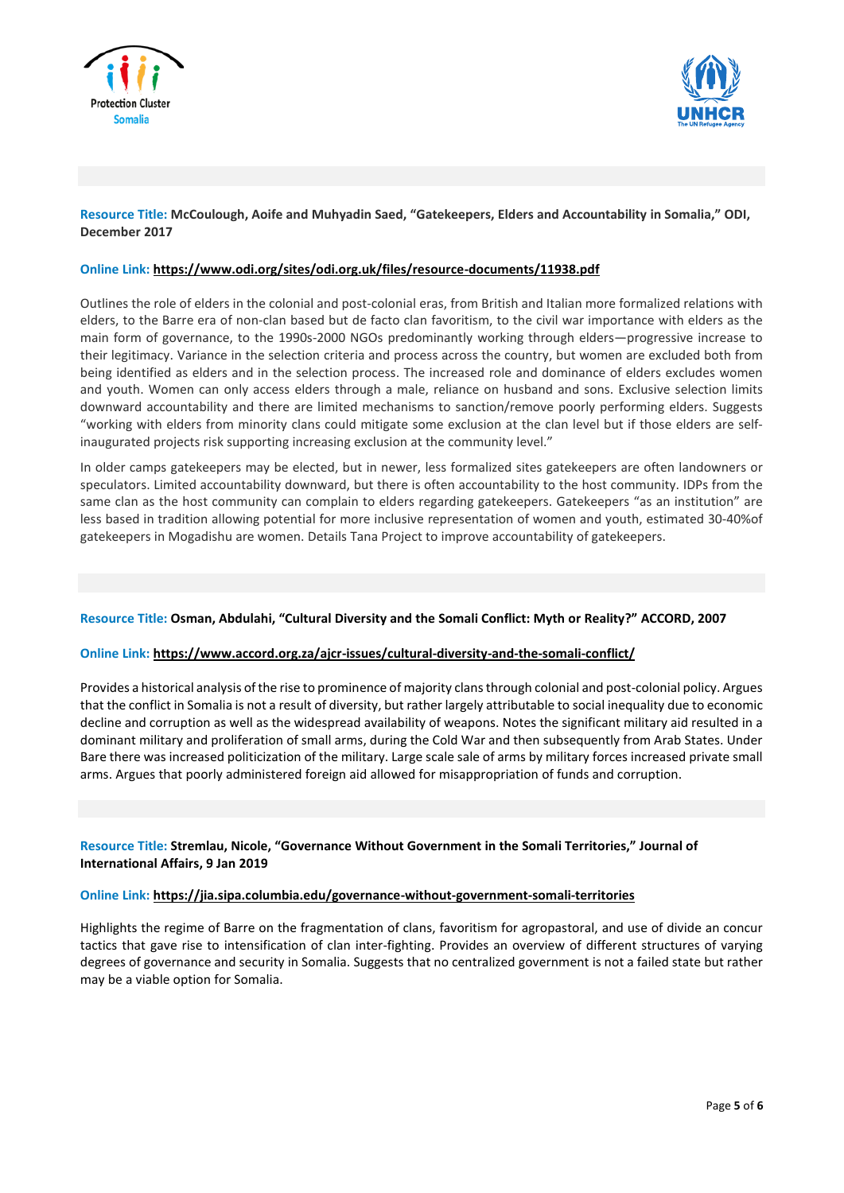**Resource Title: McCoulough, Aoife and Muhyadin Saed, "Gatekeepers, Elders and Accountability in Somalia," ODI, December 2017**

**Online Link: https://www.odi.org/sites/odi.org.uk/files/resource-documents/11938.pdf**

Outlines the role of elders in the colonial and post-colonial eras, from British and Italian more formalized relations with elders, to the Barre era of non-clan based but de facto clan favoritism, to the civil war importance with elders as the main form of governance, to the 1990s-2000 NGOs predominantly working through elders—progressive increase to their legitimacy. Variance in the selection criteria and process across the country, but women are excluded both from being identified as elders and in the selection process. The increased role and dominance of elders excludes women and youth. Women can only access elders through a male, reliance on husband and sons. Exclusive selection limits downward accountability and there are limited mechanisms to sanction/remove poorly performing elders. Suggests "working with elders from minority clans could mitigate some exclusion at the clan level but if those elders are self-inaugurated projects risk supporting increasing exclusion at the community level."

In older camps gatekeepers may be elected, but in newer, less formalized sites gatekeepers are often landowners or speculators. Limited accountability downward, but there is often accountability to the host community. IDPs from the same clan as the host community can complain to elders regarding gatekeepers. Gatekeepers "as an institution" are less based in tradition allowing potential for more inclusive representation of women and youth, estimated 30-40%of gatekeepers in Mogadishu are women. Details Tana Project to improve accountability of gatekeepers.

**Resource Title: Osman, Abdulahi, "Cultural Diversity and the Somali Conflict: Myth or Reality?" ACCORD, 2007**

**Online Link: https://www.accord.org.za/ajcr-issues/cultural-diversity-and-the-somali-conflict/**

Provides a historical analysis of the rise to prominence of majority clans through colonial and post-colonial policy. Argues that the conflict in Somalia is not a result of diversity, but rather largely attributable to social inequality due to economic decline and corruption as well as the widespread availability of weapons. Notes the significant military aid resulted in a dominant military and proliferation of small arms, during the Cold War and then subsequently from Arab States. Under Bare there was increased politicization of the military. Large scale sale of arms by military forces increased private small arms. Argues that poorly administered foreign aid allowed for misappropriation of funds and corruption.

**Resource Title: Stremlau, Nicole, "Governance Without Government in the Somali Territories," Journal of International Affairs, 9 Jan 2019**

**Online Link: https://jia.sipa.columbia.edu/governance-without-government-somali-territories**

Highlights the regime of Barre on the fragmentation of clans, favoritism for agropastoral, and use of divide an concur tactics that gave rise to intensification of clan inter-fighting. Provides an overview of different structures of varying degrees of governance and security in Somalia. Suggests that no centralized government is not a failed state but rather may be a viable option for Somalia.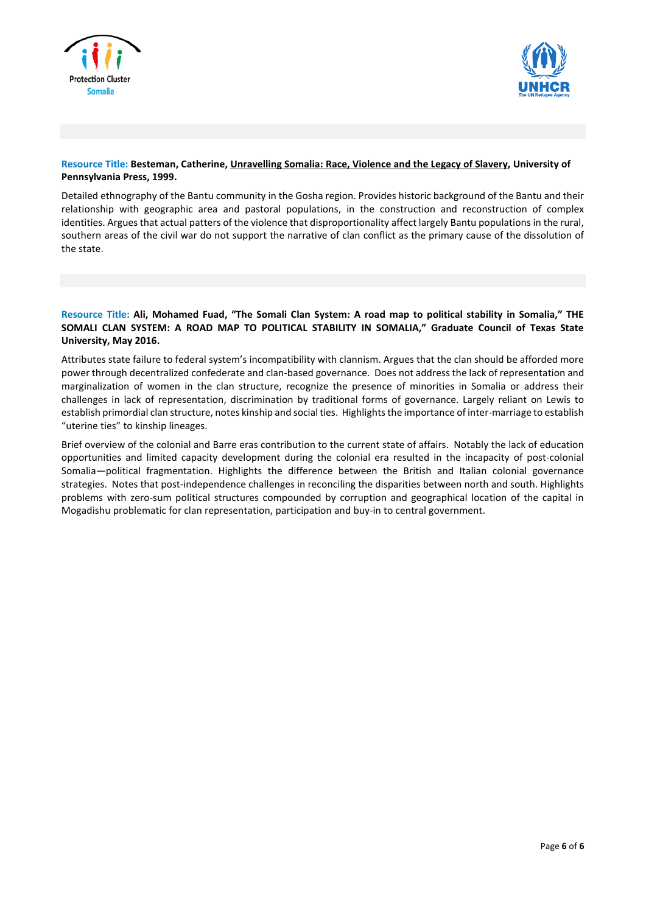**Resource Title:** **Besteman, Catherine, Unravelling Somalia: Race, Violence and the Legacy of Slavery, University of Pennsylvania Press, 1999.**

Detailed ethnography of the Bantu community in the Gosha region. Provides historic background of the Bantu and their relationship with geographic area and pastoral populations, in the construction and reconstruction of complex identities. Argues that actual patters of the violence that disproportionality affect largely Bantu populations in the rural, southern areas of the civil war do not support the narrative of clan conflict as the primary cause of the dissolution of the state.

**Resource Title:** **Ali, Mohamed Fuad, "The Somali Clan System: A road map to political stability in Somalia," THE SOMALI CLAN SYSTEM: A ROAD MAP TO POLITICAL STABILITY IN SOMALIA," Graduate Council of Texas State University, May 2016.**

Attributes state failure to federal system's incompatibility with clannism. Argues that the clan should be afforded more power through decentralized confederate and clan-based governance. Does not address the lack of representation and marginalization of women in the clan structure, recognize the presence of minorities in Somalia or address their challenges in lack of representation, discrimination by traditional forms of governance. Largely reliant on Lewis to establish primordial clan structure, notes kinship and social ties. Highlights the importance of inter-marriage to establish "uterine ties" to kinship lineages.

Brief overview of the colonial and Barre eras contribution to the current state of affairs. Notably the lack of education opportunities and limited capacity development during the colonial era resulted in the incapacity of post-colonial Somalia—political fragmentation. Highlights the difference between the British and Italian colonial governance strategies. Notes that post-independence challenges in reconciling the disparities between north and south. Highlights problems with zero-sum political structures compounded by corruption and geographical location of the capital in Mogadishu problematic for clan representation, participation and buy-in to central government.